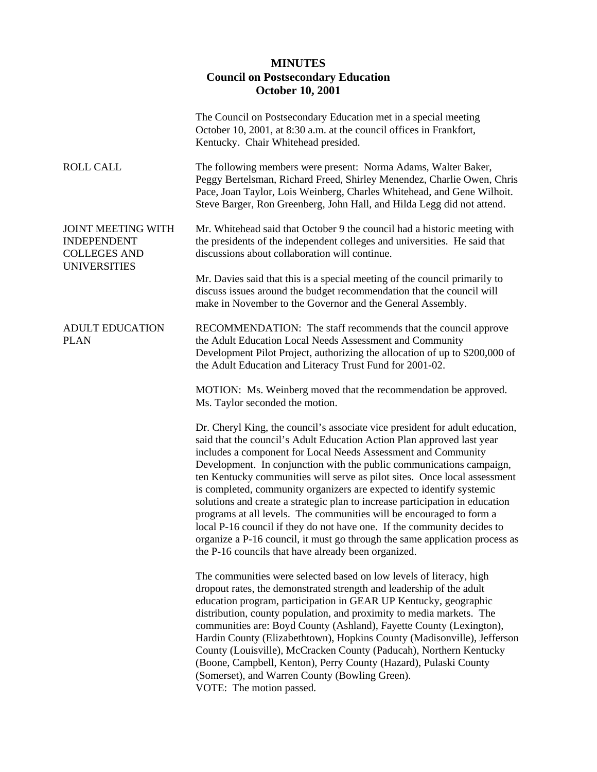# MINUTES
## Council on Postsecondary Education
## October 10, 2001

The Council on Postsecondary Education met in a special meeting October 10, 2001, at 8:30 a.m. at the council offices in Frankfort, Kentucky. Chair Whitehead presided.

**ROLL CALL**

The following members were present: Norma Adams, Walter Baker, Peggy Bertelsman, Richard Freed, Shirley Menendez, Charlie Owen, Chris Pace, Joan Taylor, Lois Weinberg, Charles Whitehead, and Gene Wilhoit. Steve Barger, Ron Greenberg, John Hall, and Hilda Legg did not attend.

**JOINT MEETING WITH INDEPENDENT COLLEGES AND UNIVERSITIES**

Mr. Whitehead said that October 9 the council had a historic meeting with the presidents of the independent colleges and universities. He said that discussions about collaboration will continue.

Mr. Davies said that this is a special meeting of the council primarily to discuss issues around the budget recommendation that the council will make in November to the Governor and the General Assembly.

**ADULT EDUCATION PLAN**

RECOMMENDATION: The staff recommends that the council approve the Adult Education Local Needs Assessment and Community Development Pilot Project, authorizing the allocation of up to $200,000 of the Adult Education and Literacy Trust Fund for 2001-02.

MOTION: Ms. Weinberg moved that the recommendation be approved. Ms. Taylor seconded the motion.

Dr. Cheryl King, the council's associate vice president for adult education, said that the council's Adult Education Action Plan approved last year includes a component for Local Needs Assessment and Community Development. In conjunction with the public communications campaign, ten Kentucky communities will serve as pilot sites. Once local assessment is completed, community organizers are expected to identify systemic solutions and create a strategic plan to increase participation in education programs at all levels. The communities will be encouraged to form a local P-16 council if they do not have one. If the community decides to organize a P-16 council, it must go through the same application process as the P-16 councils that have already been organized.

The communities were selected based on low levels of literacy, high dropout rates, the demonstrated strength and leadership of the adult education program, participation in GEAR UP Kentucky, geographic distribution, county population, and proximity to media markets. The communities are: Boyd County (Ashland), Fayette County (Lexington), Hardin County (Elizabethtown), Hopkins County (Madisonville), Jefferson County (Louisville), McCracken County (Paducah), Northern Kentucky (Boone, Campbell, Kenton), Perry County (Hazard), Pulaski County (Somerset), and Warren County (Bowling Green).
VOTE: The motion passed.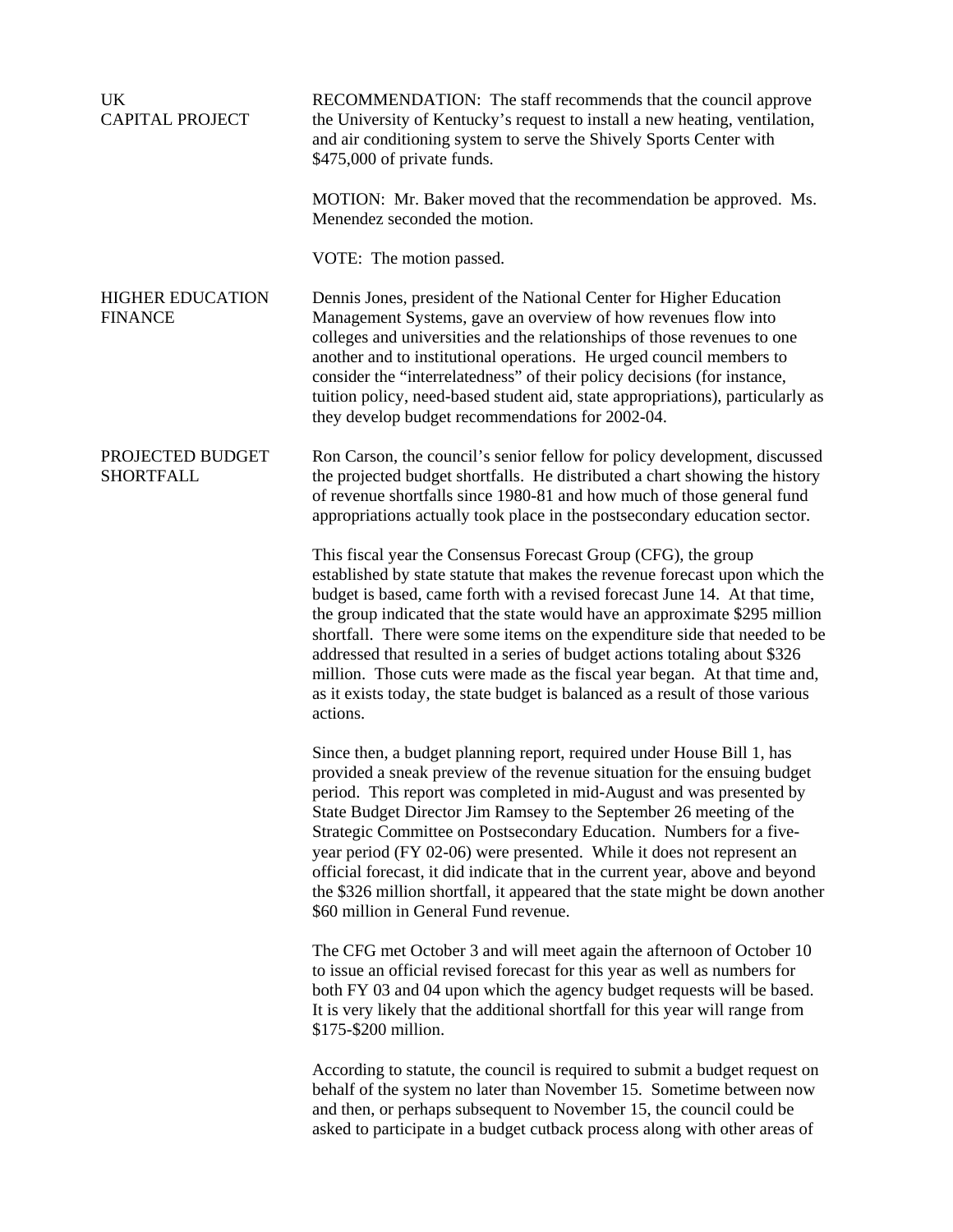**UK CAPITAL PROJECT**

RECOMMENDATION: The staff recommends that the council approve the University of Kentucky's request to install a new heating, ventilation, and air conditioning system to serve the Shively Sports Center with $475,000 of private funds.

MOTION: Mr. Baker moved that the recommendation be approved. Ms. Menendez seconded the motion.

VOTE: The motion passed.

**HIGHER EDUCATION FINANCE**

Dennis Jones, president of the National Center for Higher Education Management Systems, gave an overview of how revenues flow into colleges and universities and the relationships of those revenues to one another and to institutional operations. He urged council members to consider the "interrelatedness" of their policy decisions (for instance, tuition policy, need-based student aid, state appropriations), particularly as they develop budget recommendations for 2002-04.

**PROJECTED BUDGET SHORTFALL**

Ron Carson, the council's senior fellow for policy development, discussed the projected budget shortfalls. He distributed a chart showing the history of revenue shortfalls since 1980-81 and how much of those general fund appropriations actually took place in the postsecondary education sector.

This fiscal year the Consensus Forecast Group (CFG), the group established by state statute that makes the revenue forecast upon which the budget is based, came forth with a revised forecast June 14. At that time, the group indicated that the state would have an approximate $295 million shortfall. There were some items on the expenditure side that needed to be addressed that resulted in a series of budget actions totaling about $326 million. Those cuts were made as the fiscal year began. At that time and, as it exists today, the state budget is balanced as a result of those various actions.

Since then, a budget planning report, required under House Bill 1, has provided a sneak preview of the revenue situation for the ensuing budget period. This report was completed in mid-August and was presented by State Budget Director Jim Ramsey to the September 26 meeting of the Strategic Committee on Postsecondary Education. Numbers for a five-year period (FY 02-06) were presented. While it does not represent an official forecast, it did indicate that in the current year, above and beyond the $326 million shortfall, it appeared that the state might be down another $60 million in General Fund revenue.

The CFG met October 3 and will meet again the afternoon of October 10 to issue an official revised forecast for this year as well as numbers for both FY 03 and 04 upon which the agency budget requests will be based. It is very likely that the additional shortfall for this year will range from $175-$200 million.

According to statute, the council is required to submit a budget request on behalf of the system no later than November 15. Sometime between now and then, or perhaps subsequent to November 15, the council could be asked to participate in a budget cutback process along with other areas of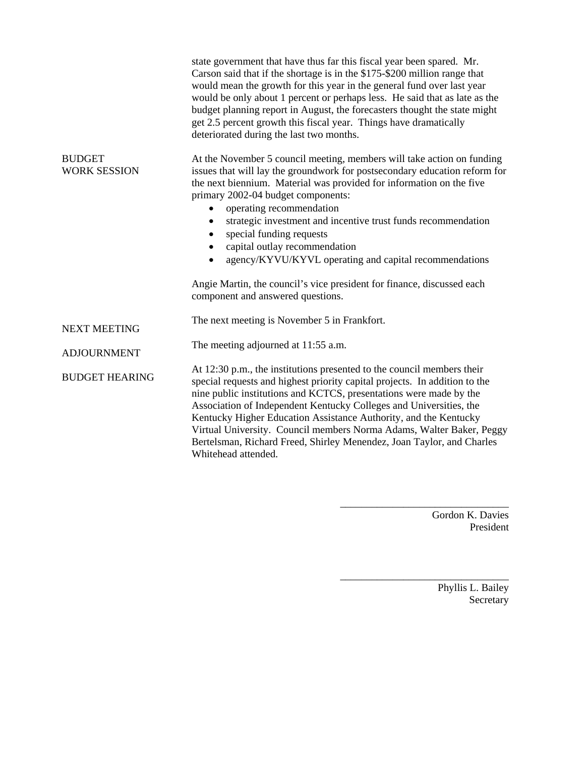state government that have thus far this fiscal year been spared. Mr. Carson said that if the shortage is in the $175-$200 million range that would mean the growth for this year in the general fund over last year would be only about 1 percent or perhaps less. He said that as late as the budget planning report in August, the forecasters thought the state might get 2.5 percent growth this fiscal year. Things have dramatically deteriorated during the last two months.

**BUDGET WORK SESSION**

At the November 5 council meeting, members will take action on funding issues that will lay the groundwork for postsecondary education reform for the next biennium. Material was provided for information on the five primary 2002-04 budget components:

- operating recommendation
- strategic investment and incentive trust funds recommendation
- special funding requests
- capital outlay recommendation
- agency/KYVU/KYVL operating and capital recommendations

Angie Martin, the council's vice president for finance, discussed each component and answered questions.

**NEXT MEETING**

The next meeting is November 5 in Frankfort.

**ADJOURNMENT**

The meeting adjourned at 11:55 a.m.

**BUDGET HEARING**

At 12:30 p.m., the institutions presented to the council members their special requests and highest priority capital projects. In addition to the nine public institutions and KCTCS, presentations were made by the Association of Independent Kentucky Colleges and Universities, the Kentucky Higher Education Assistance Authority, and the Kentucky Virtual University. Council members Norma Adams, Walter Baker, Peggy Bertelsman, Richard Freed, Shirley Menendez, Joan Taylor, and Charles Whitehead attended.

\_\_\_\_\_\_\_\_\_\_\_\_\_\_\_\_\_\_\_\_\_\_\_\_\_\_\_\_\_\_\_\_

Gordon K. Davies
President

\_\_\_\_\_\_\_\_\_\_\_\_\_\_\_\_\_\_\_\_\_\_\_\_\_\_\_\_\_\_\_\_

Phyllis L. Bailey
Secretary